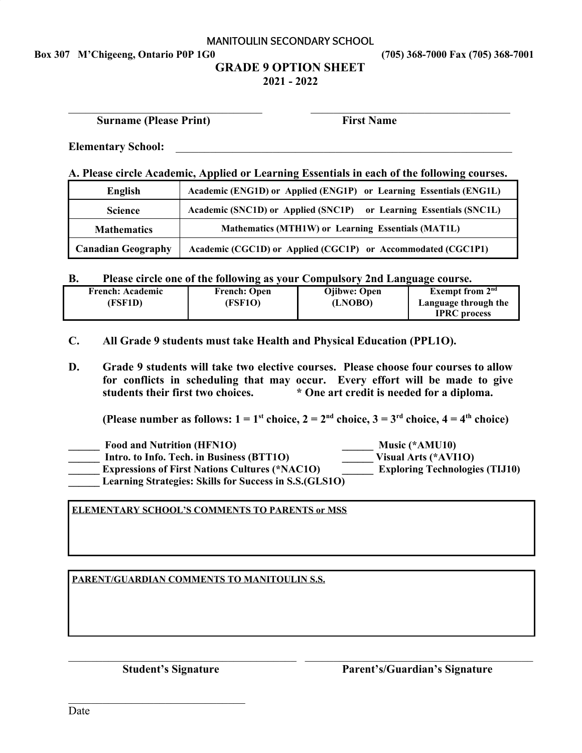# MANITOULIN SECONDARY SCHOOL

**Box 307 M'Chigeeng, Ontario P0P 1G0** **(705) 368-7000 Fax (705) 368-7001**

## GRADE 9 OPTION SHEET

**2021 - 2022**

______________________________ ______________________________

**Surname (Please Print)** **First Name**

**Elementary School:** ________________________________________________

**A. Please circle Academic, Applied or Learning Essentials in each of the following courses.**

| | |
|---|---|
| **English** | **Academic (ENG1D) or Applied (ENG1P) or Learning Essentials (ENG1L)** |
| **Science** | **Academic (SNC1D) or Applied (SNC1P) or Learning Essentials (SNC1L)** |
| **Mathematics** | **Mathematics (MTH1W) or Learning Essentials (MAT1L)** |
| **Canadian Geography** | **Academic (CGC1D) or Applied (CGC1P) or Accommodated (CGC1P1)** |

**B. Please circle one of the following as your Compulsory 2nd Language course.**

| | | | |
|---|---|---|---|
| **French: Academic (FSF1D)** | **French: Open (FSF1O)** | **Ojibwe: Open (LNOBO)** | **Exempt from 2nd Language through the IPRC process** |

**C. All Grade 9 students must take Health and Physical Education (PPL1O).**

**D. Grade 9 students will take two elective courses. Please choose four courses to allow for conflicts in scheduling that may occur. Every effort will be made to give students their first two choices. * One art credit is needed for a diploma.**

**(Please number as follows: 1 = 1st choice, 2 = 2nd choice, 3 = 3rd choice, 4 = 4th choice)**

**______ Food and Nutrition (HFN1O)**
**______ Intro. to Info. Tech. in Business (BTT1O)**
**______ Expressions of First Nations Cultures (*NAC1O)**
**______ Learning Strategies: Skills for Success in S.S.(GLS1O)**
**______ Music (*AMU10)**
**______ Visual Arts (*AVI1O)**
**______ Exploring Technologies (TIJ10)**

| **ELEMENTARY SCHOOL'S COMMENTS TO PARENTS or MSS** |
|---|
| |

| **PARENT/GUARDIAN COMMENTS TO MANITOULIN S.S.** |
|---|
| |

______________________________ ______________________________

**Student's Signature** **Parent's/Guardian's Signature**

______________________________

Date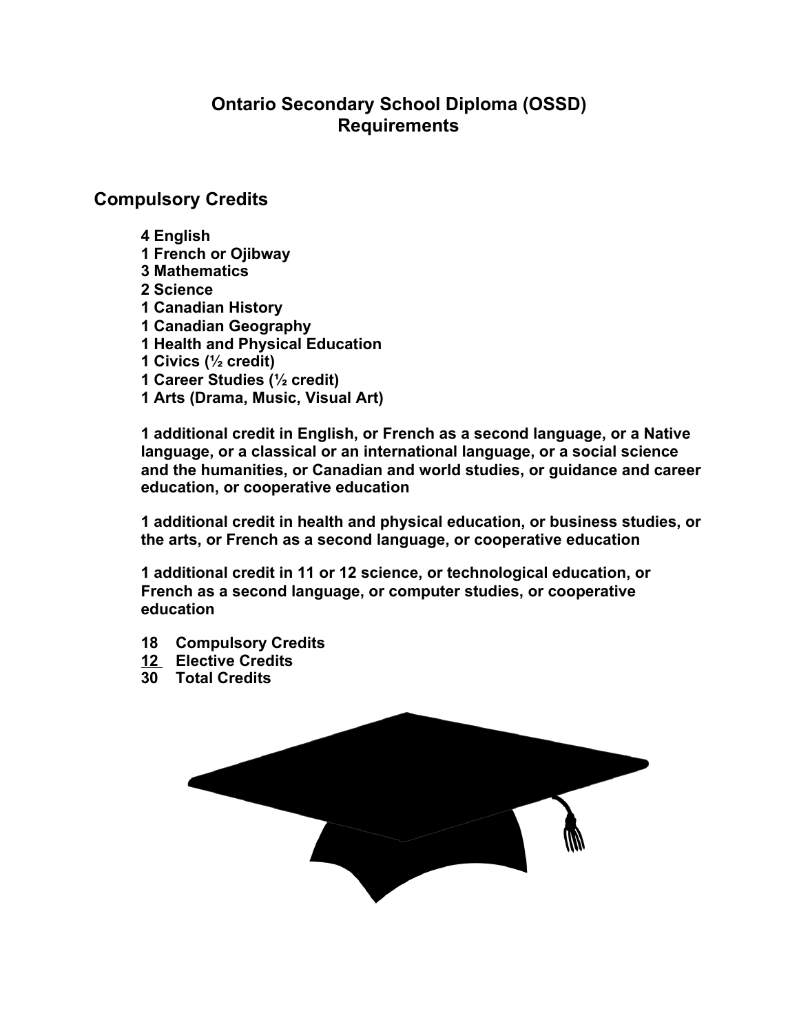# Ontario Secondary School Diploma (OSSD) Requirements

## Compulsory Credits

**4 English**
**1 French or Ojibway**
**3 Mathematics**
**2 Science**
**1 Canadian History**
**1 Canadian Geography**
**1 Health and Physical Education**
**1 Civics (½ credit)**
**1 Career Studies (½ credit)**
**1 Arts (Drama, Music, Visual Art)**

**1 additional credit in English, or French as a second language, or a Native language, or a classical or an international language, or a social science and the humanities, or Canadian and world studies, or guidance and career education, or cooperative education**

**1 additional credit in health and physical education, or business studies, or the arts, or French as a second language, or cooperative education**

**1 additional credit in 11 or 12 science, or technological education, or French as a second language, or computer studies, or cooperative education**

**18 Compulsory Credits**
**12 Elective Credits**
**30 Total Credits**